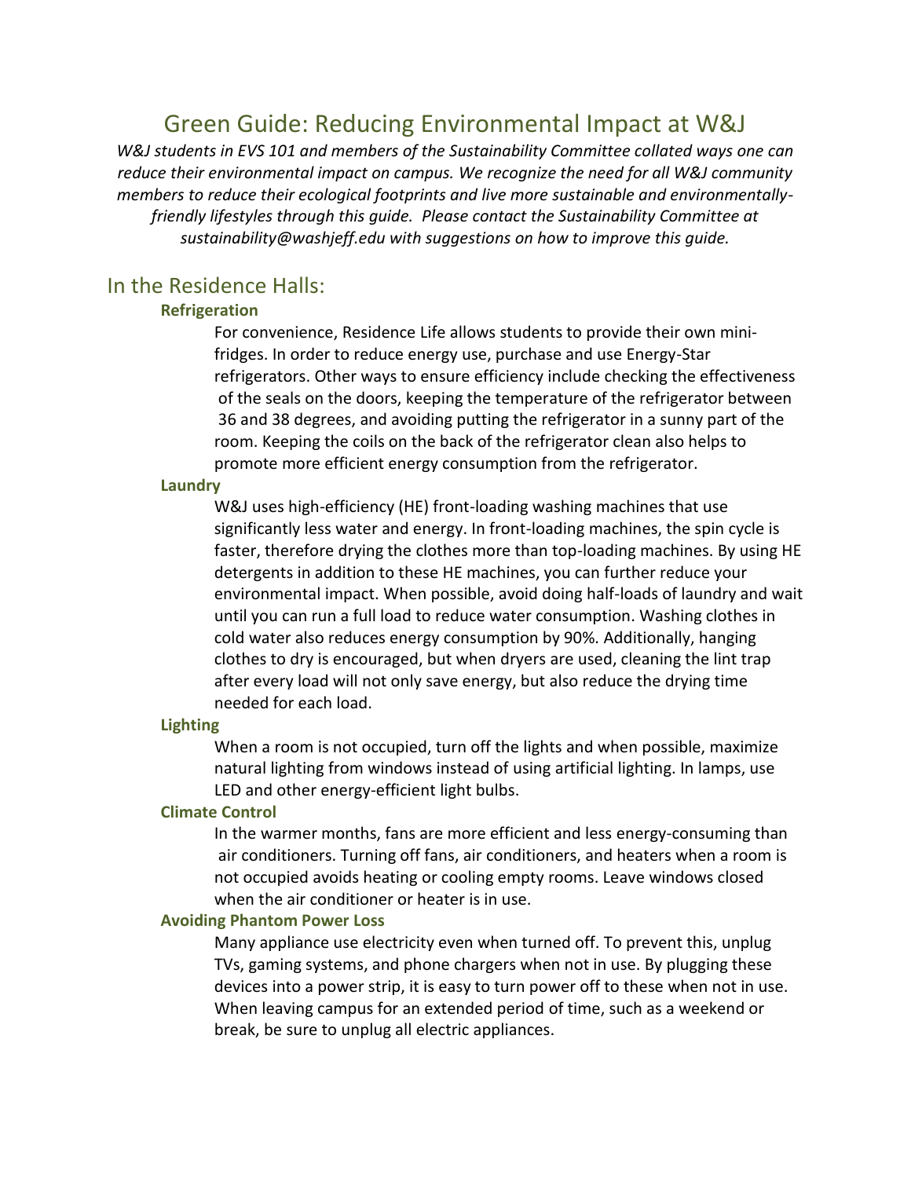# Green Guide: Reducing Environmental Impact at W&J

*W&J students in EVS 101 and members of the Sustainability Committee collated ways one can reduce their environmental impact on campus. We recognize the need for all W&J community members to reduce their ecological footprints and live more sustainable and environmentally-friendly lifestyles through this guide. Please contact the Sustainability Committee at sustainability@washjeff.edu with suggestions on how to improve this guide.*

## In the Residence Halls:

### Refrigeration

For convenience, Residence Life allows students to provide their own mini-fridges. In order to reduce energy use, purchase and use Energy-Star refrigerators. Other ways to ensure efficiency include checking the effectiveness of the seals on the doors, keeping the temperature of the refrigerator between 36 and 38 degrees, and avoiding putting the refrigerator in a sunny part of the room. Keeping the coils on the back of the refrigerator clean also helps to promote more efficient energy consumption from the refrigerator.

### Laundry

W&J uses high-efficiency (HE) front-loading washing machines that use significantly less water and energy. In front-loading machines, the spin cycle is faster, therefore drying the clothes more than top-loading machines. By using HE detergents in addition to these HE machines, you can further reduce your environmental impact. When possible, avoid doing half-loads of laundry and wait until you can run a full load to reduce water consumption. Washing clothes in cold water also reduces energy consumption by 90%. Additionally, hanging clothes to dry is encouraged, but when dryers are used, cleaning the lint trap after every load will not only save energy, but also reduce the drying time needed for each load.

### Lighting

When a room is not occupied, turn off the lights and when possible, maximize natural lighting from windows instead of using artificial lighting. In lamps, use LED and other energy-efficient light bulbs.

### Climate Control

In the warmer months, fans are more efficient and less energy-consuming than air conditioners. Turning off fans, air conditioners, and heaters when a room is not occupied avoids heating or cooling empty rooms. Leave windows closed when the air conditioner or heater is in use.

### Avoiding Phantom Power Loss

Many appliance use electricity even when turned off. To prevent this, unplug TVs, gaming systems, and phone chargers when not in use. By plugging these devices into a power strip, it is easy to turn power off to these when not in use. When leaving campus for an extended period of time, such as a weekend or break, be sure to unplug all electric appliances.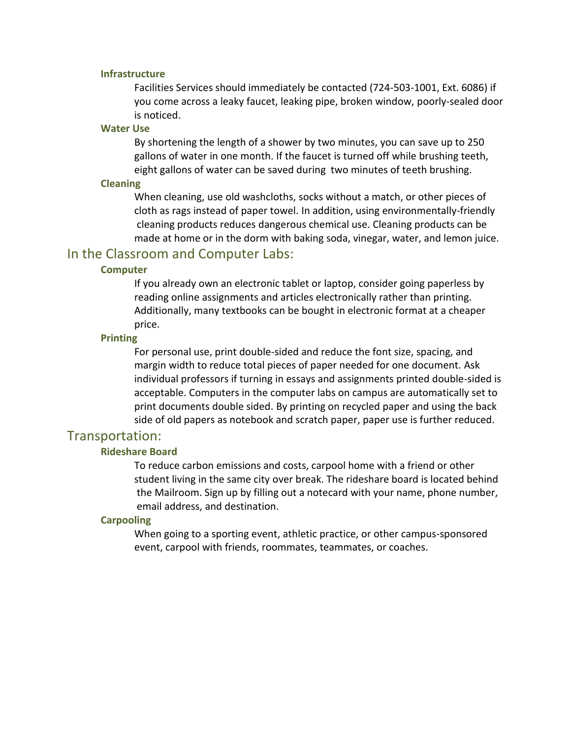### Infrastructure

Facilities Services should immediately be contacted (724-503-1001, Ext. 6086) if you come across a leaky faucet, leaking pipe, broken window, poorly-sealed door is noticed.

### Water Use

By shortening the length of a shower by two minutes, you can save up to 250 gallons of water in one month. If the faucet is turned off while brushing teeth, eight gallons of water can be saved during two minutes of teeth brushing.

### Cleaning

When cleaning, use old washcloths, socks without a match, or other pieces of cloth as rags instead of paper towel. In addition, using environmentally-friendly cleaning products reduces dangerous chemical use. Cleaning products can be made at home or in the dorm with baking soda, vinegar, water, and lemon juice.

## In the Classroom and Computer Labs:

### Computer

If you already own an electronic tablet or laptop, consider going paperless by reading online assignments and articles electronically rather than printing. Additionally, many textbooks can be bought in electronic format at a cheaper price.

### Printing

For personal use, print double-sided and reduce the font size, spacing, and margin width to reduce total pieces of paper needed for one document. Ask individual professors if turning in essays and assignments printed double-sided is acceptable. Computers in the computer labs on campus are automatically set to print documents double sided. By printing on recycled paper and using the back side of old papers as notebook and scratch paper, paper use is further reduced.

## Transportation:

### Rideshare Board

To reduce carbon emissions and costs, carpool home with a friend or other student living in the same city over break. The rideshare board is located behind the Mailroom. Sign up by filling out a notecard with your name, phone number, email address, and destination.

### Carpooling

When going to a sporting event, athletic practice, or other campus-sponsored event, carpool with friends, roommates, teammates, or coaches.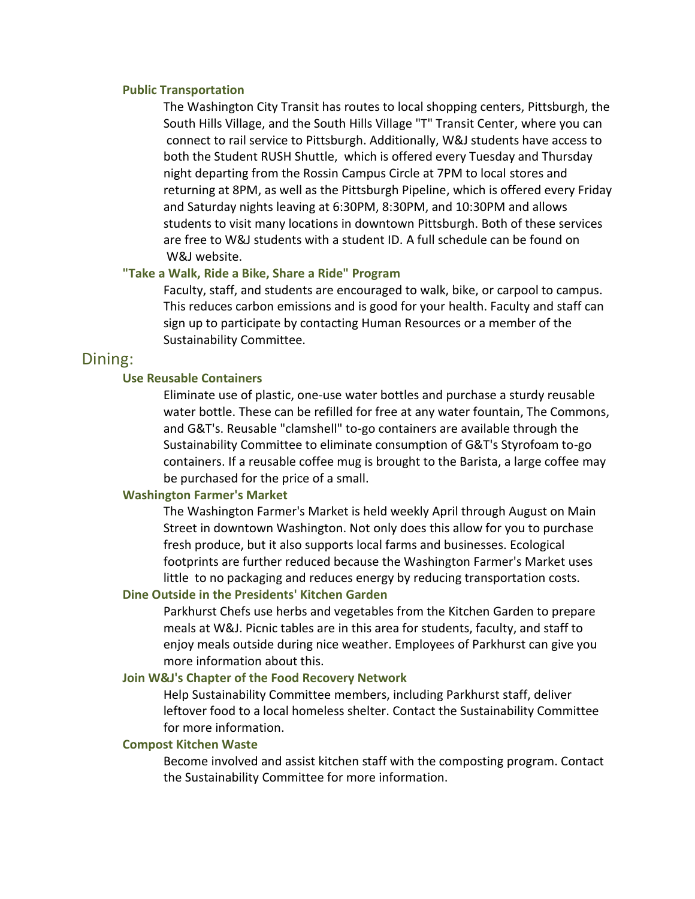### Public Transportation

The Washington City Transit has routes to local shopping centers, Pittsburgh, the South Hills Village, and the South Hills Village "T" Transit Center, where you can connect to rail service to Pittsburgh. Additionally, W&J students have access to both the Student RUSH Shuttle, which is offered every Tuesday and Thursday night departing from the Rossin Campus Circle at 7PM to local stores and returning at 8PM, as well as the Pittsburgh Pipeline, which is offered every Friday and Saturday nights leaving at 6:30PM, 8:30PM, and 10:30PM and allows students to visit many locations in downtown Pittsburgh. Both of these services are free to W&J students with a student ID. A full schedule can be found on W&J website.

### "Take a Walk, Ride a Bike, Share a Ride" Program

Faculty, staff, and students are encouraged to walk, bike, or carpool to campus. This reduces carbon emissions and is good for your health. Faculty and staff can sign up to participate by contacting Human Resources or a member of the Sustainability Committee.

## Dining:

### Use Reusable Containers

Eliminate use of plastic, one-use water bottles and purchase a sturdy reusable water bottle. These can be refilled for free at any water fountain, The Commons, and G&T's. Reusable "clamshell" to-go containers are available through the Sustainability Committee to eliminate consumption of G&T's Styrofoam to-go containers. If a reusable coffee mug is brought to the Barista, a large coffee may be purchased for the price of a small.

### Washington Farmer's Market

The Washington Farmer's Market is held weekly April through August on Main Street in downtown Washington. Not only does this allow for you to purchase fresh produce, but it also supports local farms and businesses. Ecological footprints are further reduced because the Washington Farmer's Market uses little to no packaging and reduces energy by reducing transportation costs.

### Dine Outside in the Presidents' Kitchen Garden

Parkhurst Chefs use herbs and vegetables from the Kitchen Garden to prepare meals at W&J. Picnic tables are in this area for students, faculty, and staff to enjoy meals outside during nice weather. Employees of Parkhurst can give you more information about this.

### Join W&J's Chapter of the Food Recovery Network

Help Sustainability Committee members, including Parkhurst staff, deliver leftover food to a local homeless shelter. Contact the Sustainability Committee for more information.

### Compost Kitchen Waste

Become involved and assist kitchen staff with the composting program. Contact the Sustainability Committee for more information.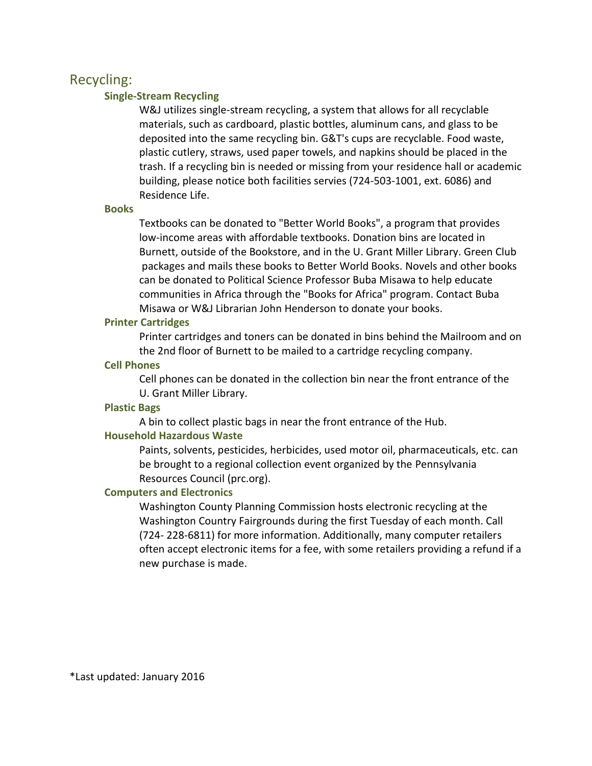## Recycling:

### Single-Stream Recycling

W&J utilizes single-stream recycling, a system that allows for all recyclable materials, such as cardboard, plastic bottles, aluminum cans, and glass to be deposited into the same recycling bin. G&T's cups are recyclable. Food waste, plastic cutlery, straws, used paper towels, and napkins should be placed in the trash. If a recycling bin is needed or missing from your residence hall or academic building, please notice both facilities servies (724-503-1001, ext. 6086) and Residence Life.

### Books

Textbooks can be donated to "Better World Books", a program that provides low-income areas with affordable textbooks. Donation bins are located in Burnett, outside of the Bookstore, and in the U. Grant Miller Library. Green Club packages and mails these books to Better World Books. Novels and other books can be donated to Political Science Professor Buba Misawa to help educate communities in Africa through the "Books for Africa" program. Contact Buba Misawa or W&J Librarian John Henderson to donate your books.

### Printer Cartridges

Printer cartridges and toners can be donated in bins behind the Mailroom and on the 2nd floor of Burnett to be mailed to a cartridge recycling company.

### Cell Phones

Cell phones can be donated in the collection bin near the front entrance of the U. Grant Miller Library.

### Plastic Bags

A bin to collect plastic bags in near the front entrance of the Hub.

### Household Hazardous Waste

Paints, solvents, pesticides, herbicides, used motor oil, pharmaceuticals, etc. can be brought to a regional collection event organized by the Pennsylvania Resources Council (prc.org).

### Computers and Electronics

Washington County Planning Commission hosts electronic recycling at the Washington Country Fairgrounds during the first Tuesday of each month. Call (724- 228-6811) for more information. Additionally, many computer retailers often accept electronic items for a fee, with some retailers providing a refund if a new purchase is made.

*Last updated: January 2016